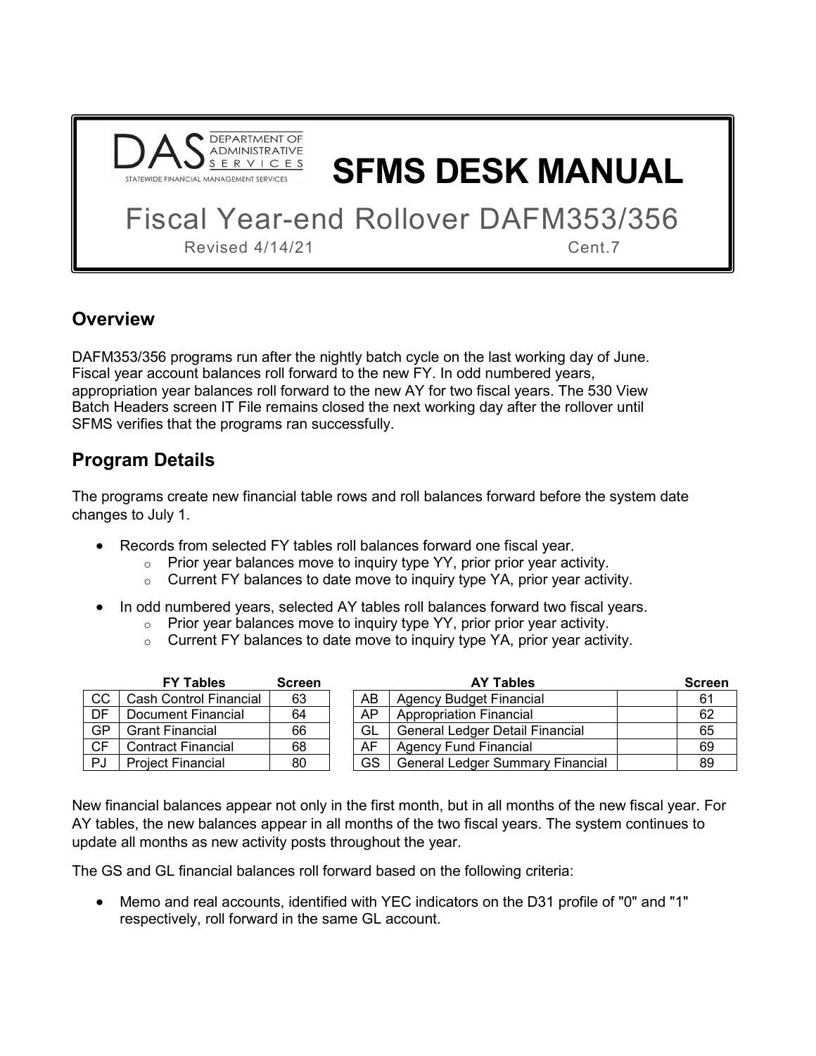DAS DEPARTMENT OF ADMINISTRATIVE SERVICES
STATEWIDE FINANCIAL MANAGEMENT SERVICES

# SFMS DESK MANUAL

## Fiscal Year-end Rollover DAFM353/356

Revised 4/14/21 Cent.7

## Overview

DAFM353/356 programs run after the nightly batch cycle on the last working day of June. Fiscal year account balances roll forward to the new FY. In odd numbered years, appropriation year balances roll forward to the new AY for two fiscal years. The 530 View Batch Headers screen IT File remains closed the next working day after the rollover until SFMS verifies that the programs ran successfully.

## Program Details

The programs create new financial table rows and roll balances forward before the system date changes to July 1.

- Records from selected FY tables roll balances forward one fiscal year.
  - Prior year balances move to inquiry type YY, prior prior year activity.
  - Current FY balances to date move to inquiry type YA, prior year activity.
- In odd numbered years, selected AY tables roll balances forward two fiscal years.
  - Prior year balances move to inquiry type YY, prior prior year activity.
  - Current FY balances to date move to inquiry type YA, prior year activity.

| | FY Tables | Screen |
|---|---|---|
| CC | Cash Control Financial | 63 |
| DF | Document Financial | 64 |
| GP | Grant Financial | 66 |
| CF | Contract Financial | 68 |
| PJ | Project Financial | 80 |

| | AY Tables | | Screen |
|---|---|---|---|
| AB | Agency Budget Financial | | 61 |
| AP | Appropriation Financial | | 62 |
| GL | General Ledger Detail Financial | | 65 |
| AF | Agency Fund Financial | | 69 |
| GS | General Ledger Summary Financial | | 89 |

New financial balances appear not only in the first month, but in all months of the new fiscal year. For AY tables, the new balances appear in all months of the two fiscal years. The system continues to update all months as new activity posts throughout the year.

The GS and GL financial balances roll forward based on the following criteria:

- Memo and real accounts, identified with YEC indicators on the D31 profile of "0" and "1" respectively, roll forward in the same GL account.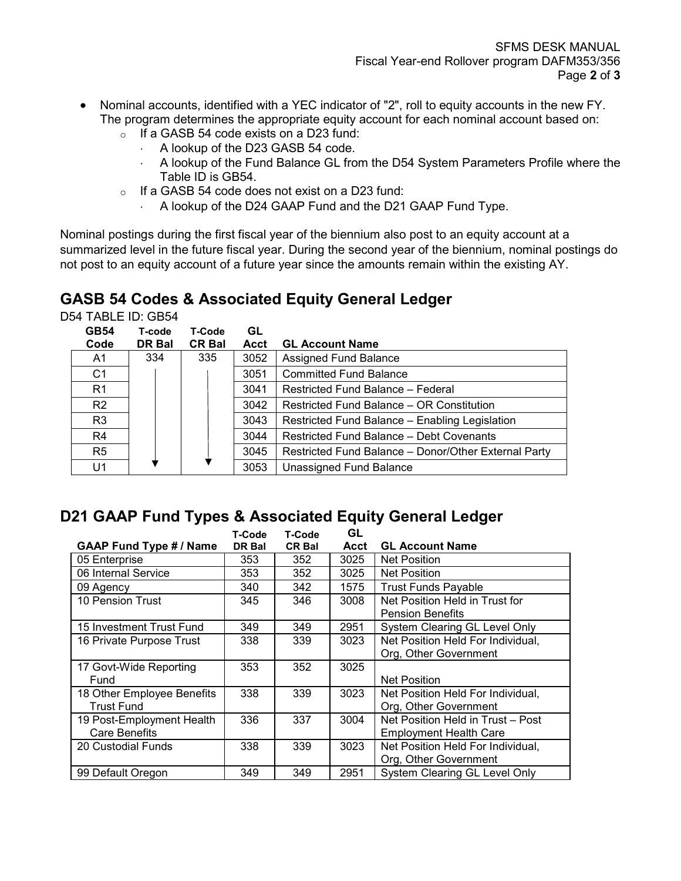- Nominal accounts, identified with a YEC indicator of "2", roll to equity accounts in the new FY. The program determines the appropriate equity account for each nominal account based on:
  - If a GASB 54 code exists on a D23 fund:
    - A lookup of the D23 GASB 54 code.
    - A lookup of the Fund Balance GL from the D54 System Parameters Profile where the Table ID is GB54.
  - If a GASB 54 code does not exist on a D23 fund:
    - A lookup of the D24 GAAP Fund and the D21 GAAP Fund Type.

Nominal postings during the first fiscal year of the biennium also post to an equity account at a summarized level in the future fiscal year. During the second year of the biennium, nominal postings do not post to an equity account of a future year since the amounts remain within the existing AY.

## GASB 54 Codes & Associated Equity General Ledger

D54 TABLE ID: GB54

| GB54 Code | T-code DR Bal | T-Code CR Bal | GL Acct | GL Account Name |
|---|---|---|---|---|
| A1 | 334 | 335 | 3052 | Assigned Fund Balance |
| C1 | ↓ | ↓ | 3051 | Committed Fund Balance |
| R1 | ↓ | ↓ | 3041 | Restricted Fund Balance – Federal |
| R2 | ↓ | ↓ | 3042 | Restricted Fund Balance – OR Constitution |
| R3 | ↓ | ↓ | 3043 | Restricted Fund Balance – Enabling Legislation |
| R4 | ↓ | ↓ | 3044 | Restricted Fund Balance – Debt Covenants |
| R5 | ↓ | ↓ | 3045 | Restricted Fund Balance – Donor/Other External Party |
| U1 | ↓ | ↓ | 3053 | Unassigned Fund Balance |

## D21 GAAP Fund Types & Associated Equity General Ledger

| GAAP Fund Type # / Name | T-Code DR Bal | T-Code CR Bal | GL Acct | GL Account Name |
|---|---|---|---|---|
| 05 Enterprise | 353 | 352 | 3025 | Net Position |
| 06 Internal Service | 353 | 352 | 3025 | Net Position |
| 09 Agency | 340 | 342 | 1575 | Trust Funds Payable |
| 10 Pension Trust | 345 | 346 | 3008 | Net Position Held in Trust for Pension Benefits |
| 15 Investment Trust Fund | 349 | 349 | 2951 | System Clearing GL Level Only |
| 16 Private Purpose Trust | 338 | 339 | 3023 | Net Position Held For Individual, Org, Other Government |
| 17 Govt-Wide Reporting Fund | 353 | 352 | 3025 | Net Position |
| 18 Other Employee Benefits Trust Fund | 338 | 339 | 3023 | Net Position Held For Individual, Org, Other Government |
| 19 Post-Employment Health Care Benefits | 336 | 337 | 3004 | Net Position Held in Trust – Post Employment Health Care |
| 20 Custodial Funds | 338 | 339 | 3023 | Net Position Held For Individual, Org, Other Government |
| 99 Default Oregon | 349 | 349 | 2951 | System Clearing GL Level Only |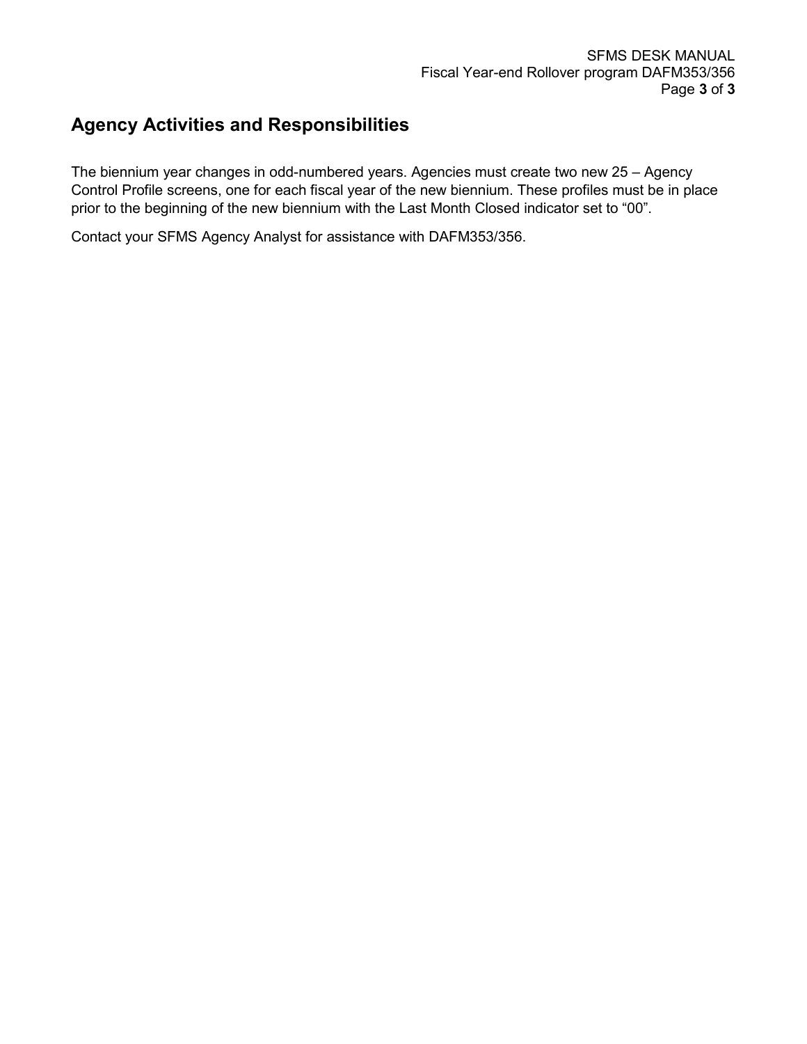## Agency Activities and Responsibilities

The biennium year changes in odd-numbered years. Agencies must create two new 25 – Agency Control Profile screens, one for each fiscal year of the new biennium. These profiles must be in place prior to the beginning of the new biennium with the Last Month Closed indicator set to “00”.

Contact your SFMS Agency Analyst for assistance with DAFM353/356.